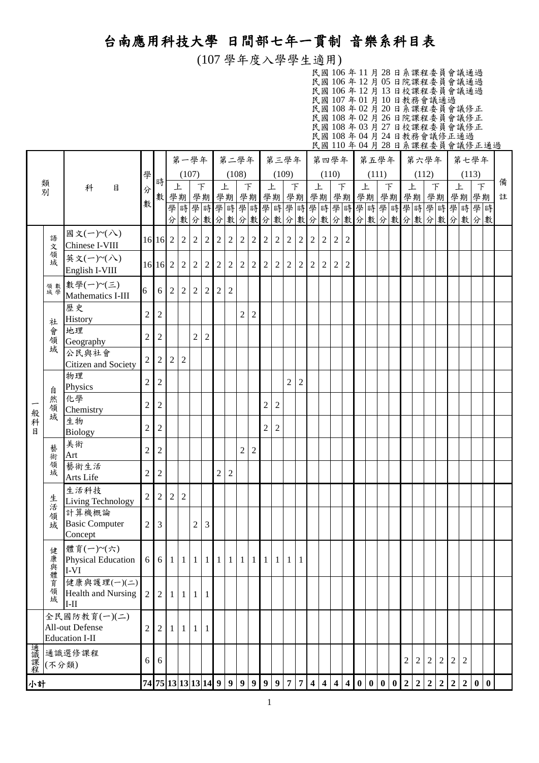# 台南應用科技大學 日間部七年一貫制 音樂系科目表

(107 學年度入學學生適用)

民國 106 年 11 月 28 日系課程委員會議通過
民國 106 年 12 月 05 日院課程委員會議通過
民國 106 年 12 月 13 日校課程委員會議通過
民國 107 年 01 月 10 日教務會議通過
民國 108 年 02 月 20 日系課程委員會議修正
民國 108 年 02 月 26 日院課程委員會議修正
民國 108 年 03 月 27 日校課程委員會議修正
民國 108 年 04 月 24 日教務會議修正通過
民國 110 年 04 月 28 日系課程委員會議修正通過

| 類別 | | 科目 | 學分數 | 時數 | 第一學年(107) | | | | 第二學年(108) | | | | 第三學年(109) | | | | 第四學年(110) | | | | 第五學年(111) | | | | 第六學年(112) | | | | 第七學年(113) | | | | 備註 |
|---|---|---|---|---|---|---|---|---|---|---|---|---|---|---|---|---|---|---|---|---|---|---|---|---|---|---|---|---|---|---|---|---|---|
| | | | | | 上學期 | | 下學期 | | 上學期 | | 下學期 | | 上學期 | | 下學期 | | 上學期 | | 下學期 | | 上學期 | | 下學期 | | 上學期 | | 下學期 | | 上學期 | | 下學期 | | |
| | | | | | 學分 | 時數 | 學分 | 時數 | 學分 | 時數 | 學分 | 時數 | 學分 | 時數 | 學分 | 時數 | 學分 | 時數 | 學分 | 時數 | 學分 | 時數 | 學分 | 時數 | 學分 | 時數 | 學分 | 時數 | 學分 | 時數 | 學分 | 時數 | |
| 一般科目 | 語文領域 | 國文(一)~(八) Chinese I-VIII | 16 | 16 | 2 | 2 | 2 | 2 | 2 | 2 | 2 | 2 | 2 | 2 | 2 | 2 | 2 | 2 | 2 | 2 | | | | | | | | | | | | | |
| | | 英文(一)~(八) English I-VIII | 16 | 16 | 2 | 2 | 2 | 2 | 2 | 2 | 2 | 2 | 2 | 2 | 2 | 2 | 2 | 2 | 2 | 2 | | | | | | | | | | | | | |
| | 數學領域 | 數學(一)~(三) Mathematics I-III | 6 | 6 | 2 | 2 | 2 | 2 | 2 | 2 | | | | | | | | | | | | | | | | | | | | | | | |
| | 社會領域 | 歷史 History | 2 | 2 | | | | | | | 2 | 2 | | | | | | | | | | | | | | | | | | | | | |
| | | 地理 Geography | 2 | 2 | | | 2 | 2 | | | | | | | | | | | | | | | | | | | | | | | | | |
| | | 公民與社會 Citizen and Society | 2 | 2 | 2 | 2 | | | | | | | | | | | | | | | | | | | | | | | | | | | |
| | 自然領域 | 物理 Physics | 2 | 2 | | | | | | | | | | | 2 | 2 | | | | | | | | | | | | | | | | | |
| | | 化學 Chemistry | 2 | 2 | | | | | | | | | 2 | 2 | | | | | | | | | | | | | | | | | | | |
| | | 生物 Biology | 2 | 2 | | | | | | | | | 2 | 2 | | | | | | | | | | | | | | | | | | | |
| | 藝術領域 | 美術 Art | 2 | 2 | | | | | | | 2 | 2 | | | | | | | | | | | | | | | | | | | | | |
| | | 藝術生活 Arts Life | 2 | 2 | | | | | 2 | 2 | | | | | | | | | | | | | | | | | | | | | | | |
| | 生活領域 | 生活科技 Living Technology | 2 | 2 | 2 | 2 | | | | | | | | | | | | | | | | | | | | | | | | | | | |
| | | 計算機概論 Basic Computer Concept | 2 | 3 | | | 2 | 3 | | | | | | | | | | | | | | | | | | | | | | | | | |
| | 健康與體育領域 | 體育(一)~(六) Physical Education I-VI | 6 | 6 | 1 | 1 | 1 | 1 | 1 | 1 | 1 | 1 | 1 | 1 | 1 | 1 | | | | | | | | | | | | | | | | | |
| | | 健康與護理(一)(二) Health and Nursing I-II | 2 | 2 | 1 | 1 | 1 | 1 | | | | | | | | | | | | | | | | | | | | | | | | | |
| | 全民國防教育(一)(二) All-out Defense Education I-II | | 2 | 2 | 1 | 1 | 1 | 1 | | | | | | | | | | | | | | | | | | | | | | | | | |
| 通識課程 | 通識選修課程(不分類) | | 6 | 6 | | | | | | | | | | | | | | | | | | | | | 2 | 2 | 2 | 2 | 2 | 2 | | | |
| **小計** | | | **74** | **75** | **13** | **13** | **13** | **14** | **9** | **9** | **9** | **9** | **9** | **9** | **7** | **7** | **4** | **4** | **4** | **4** | **0** | **0** | **0** | **0** | **2** | **2** | **2** | **2** | **2** | **2** | **0** | **0** | |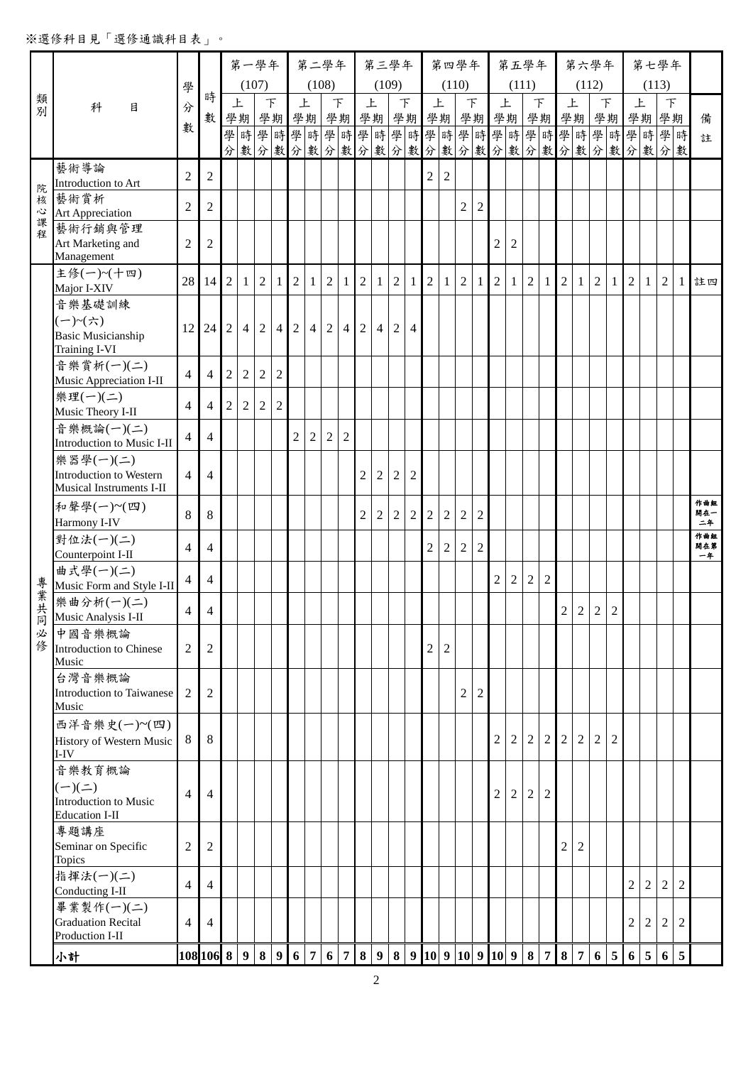※選修科目見「選修通識科目表」。

| 類別 | 科　目 | 學分數 | 時數 | 第一學年 (107) | | | | 第二學年 (108) | | | | 第三學年 (109) | | | | 第四學年 (110) | | | | 第五學年 (111) | | | | 第六學年 (112) | | | | 第七學年 (113) | | | | 備註 |
|---|---|---|---|---|---|---|---|---|---|---|---|---|---|---|---|---|---|---|---|---|---|---|---|---|---|---|---|---|---|---|---|---|
| | | | | 上學期 | | 下學期 | | 上學期 | | 下學期 | | 上學期 | | 下學期 | | 上學期 | | 下學期 | | 上學期 | | 下學期 | | 上學期 | | 下學期 | | 上學期 | | 下學期 | | |
| | | | | 學分 | 時數 | 學分 | 時數 | 學分 | 時數 | 學分 | 時數 | 學分 | 時數 | 學分 | 時數 | 學分 | 時數 | 學分 | 時數 | 學分 | 時數 | 學分 | 時數 | 學分 | 時數 | 學分 | 時數 | 學分 | 時數 | 學分 | 時數 | |
| 院核心課程 | 藝術導論<br>Introduction to Art | 2 | 2 | | | | | | | | | | | | | 2 | 2 | | | | | | | | | | | | | | | |
| | 藝術賞析<br>Art Appreciation | 2 | 2 | | | | | | | | | | | | | | | 2 | 2 | | | | | | | | | | | | | |
| | 藝術行銷與管理<br>Art Marketing and Management | 2 | 2 | | | | | | | | | | | | | | | | | 2 | 2 | | | | | | | | | | | |
| 專業共同必修 | 主修(一)~(十四)<br>Major I-XIV | 28 | 14 | 2 | 1 | 2 | 1 | 2 | 1 | 2 | 1 | 2 | 1 | 2 | 1 | 2 | 1 | 2 | 1 | 2 | 1 | 2 | 1 | 2 | 1 | 2 | 1 | 2 | 1 | 2 | 1 | 註四 |
| | 音樂基礎訓練(一)~(六)<br>Basic Musicianship Training I-VI | 12 | 24 | 2 | 4 | 2 | 4 | 2 | 4 | 2 | 4 | 2 | 4 | 2 | 4 | | | | | | | | | | | | | | | | | |
| | 音樂賞析(一)(二)<br>Music Appreciation I-II | 4 | 4 | 2 | 2 | 2 | 2 | | | | | | | | | | | | | | | | | | | | | | | | | |
| | 樂理(一)(二)<br>Music Theory I-II | 4 | 4 | 2 | 2 | 2 | 2 | | | | | | | | | | | | | | | | | | | | | | | | | |
| | 音樂概論(一)(二)<br>Introduction to Music I-II | 4 | 4 | | | | | 2 | 2 | 2 | 2 | | | | | | | | | | | | | | | | | | | | | |
| | 樂器學(一)(二)<br>Introduction to Western Musical Instruments I-II | 4 | 4 | | | | | | | | | 2 | 2 | 2 | 2 | | | | | | | | | | | | | | | | | |
| | 和聲學(一)~(四)<br>Harmony I-IV | 8 | 8 | | | | | | | | | 2 | 2 | 2 | 2 | 2 | 2 | 2 | 2 | | | | | | | | | | | | | 作曲組開在一二年 |
| | 對位法(一)(二)<br>Counterpoint I-II | 4 | 4 | | | | | | | | | | | | | 2 | 2 | 2 | 2 | | | | | | | | | | | | | 作曲組開在第一年 |
| | 曲式學(一)(二)<br>Music Form and Style I-II | 4 | 4 | | | | | | | | | | | | | | | | | 2 | 2 | 2 | 2 | | | | | | | | | |
| | 樂曲分析(一)(二)<br>Music Analysis I-II | 4 | 4 | | | | | | | | | | | | | | | | | | | | | 2 | 2 | 2 | 2 | | | | | |
| | 中國音樂概論<br>Introduction to Chinese Music | 2 | 2 | | | | | | | | | | | | | 2 | 2 | | | | | | | | | | | | | | | |
| | 台灣音樂概論<br>Introduction to Taiwanese Music | 2 | 2 | | | | | | | | | | | | | | | 2 | 2 | | | | | | | | | | | | | |
| | 西洋音樂史(一)~(四)<br>History of Western Music I-IV | 8 | 8 | | | | | | | | | | | | | | | | | 2 | 2 | 2 | 2 | 2 | 2 | 2 | 2 | | | | | |
| | 音樂教育概論(一)(二)<br>Introduction to Music Education I-II | 4 | 4 | | | | | | | | | | | | | | | | | 2 | 2 | 2 | 2 | | | | | | | | | |
| | 專題講座<br>Seminar on Specific Topics | 2 | 2 | | | | | | | | | | | | | | | | | | | | | 2 | 2 | | | | | | | |
| | 指揮法(一)(二)<br>Conducting I-II | 4 | 4 | | | | | | | | | | | | | | | | | | | | | | | | | 2 | 2 | 2 | 2 | |
| | 畢業製作(一)(二)<br>Graduation Recital Production I-II | 4 | 4 | | | | | | | | | | | | | | | | | | | | | | | | | 2 | 2 | 2 | 2 | |
| | **小計** | **108** | **106** | **8** | **9** | **8** | **9** | **6** | **7** | **6** | **7** | **8** | **9** | **8** | **9** | **10** | **9** | **10** | **9** | **10** | **9** | **8** | **7** | **8** | **7** | **6** | **5** | **6** | **5** | **6** | **5** | |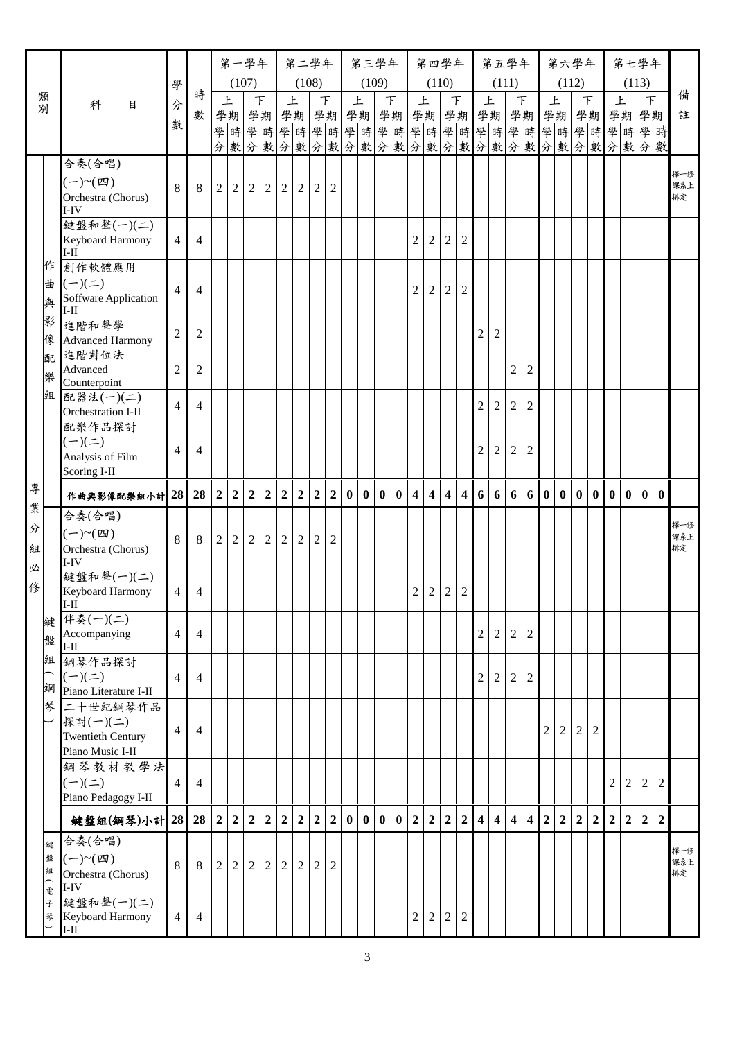| 類別 | | 科目 | 學分數 | 時數 | 第一學年(107) 上學期 學分 | 時數 | 下學期 學分 | 時數 | 第二學年(108) 上學期 學分 | 時數 | 下學期 學分 | 時數 | 第三學年(109) 上學期 學分 | 時數 | 下學期 學分 | 時數 | 第四學年(110) 上學期 學分 | 時數 | 下學期 學分 | 時數 | 第五學年(111) 上學期 學分 | 時數 | 下學期 學分 | 時數 | 第六學年(112) 上學期 學分 | 時數 | 下學期 學分 | 時數 | 第七學年(113) 上學期 學分 | 時數 | 下學期 學分 | 時數 | 備註 |
|---|---|---|---|---|---|---|---|---|---|---|---|---|---|---|---|---|---|---|---|---|---|---|---|---|---|---|---|---|---|---|---|---|---|
| 專業分組必修 | 作曲與影像配樂組 | 合奏(合唱)(一)~(四) Orchestra (Chorus) I-IV | 8 | 8 | 2 | 2 | 2 | 2 | 2 | 2 | 2 | 2 | | | | | | | | | | | | | | | | | | | | | 擇一修課系上排定 |
| | | 鍵盤和聲(一)(二) Keyboard Harmony I-II | 4 | 4 | | | | | | | | | | | | | 2 | 2 | 2 | 2 | | | | | | | | | | | | | |
| | | 創作軟體應用(一)(二) Soffware Application I-II | 4 | 4 | | | | | | | | | | | | | 2 | 2 | 2 | 2 | | | | | | | | | | | | | |
| | | 進階和聲學 Advanced Harmony | 2 | 2 | | | | | | | | | | | | | | | | | 2 | 2 | | | | | | | | | | | |
| | | 進階對位法 Advanced Counterpoint | 2 | 2 | | | | | | | | | | | | | | | | | | | 2 | 2 | | | | | | | | | |
| | | 配器法(一)(二) Orchestration I-II | 4 | 4 | | | | | | | | | | | | | | | | | 2 | 2 | 2 | 2 | | | | | | | | | |
| | | 配樂作品探討(一)(二) Analysis of Film Scoring I-II | 4 | 4 | | | | | | | | | | | | | | | | | 2 | 2 | 2 | 2 | | | | | | | | | |
| | | **作曲與影像配樂組小計** | **28** | **28** | **2** | **2** | **2** | **2** | **2** | **2** | **2** | **2** | **0** | **0** | **0** | **0** | **4** | **4** | **4** | **4** | **6** | **6** | **6** | **6** | **0** | **0** | **0** | **0** | **0** | **0** | **0** | **0** | |
| | 鍵盤組(鋼琴) | 合奏(合唱)(一)~(四) Orchestra (Chorus) I-IV | 8 | 8 | 2 | 2 | 2 | 2 | 2 | 2 | 2 | 2 | | | | | | | | | | | | | | | | | | | | | 擇一修課系上排定 |
| | | 鍵盤和聲(一)(二) Keyboard Harmony I-II | 4 | 4 | | | | | | | | | | | | | 2 | 2 | 2 | 2 | | | | | | | | | | | | | |
| | | 伴奏(一)(二) Accompanying I-II | 4 | 4 | | | | | | | | | | | | | | | | | 2 | 2 | 2 | 2 | | | | | | | | | |
| | | 鋼琴作品探討(一)(二) Piano Literature I-II | 4 | 4 | | | | | | | | | | | | | | | | | 2 | 2 | 2 | 2 | | | | | | | | | |
| | | 二十世紀鋼琴作品探討(一)(二) Twentieth Century Piano Music I-II | 4 | 4 | | | | | | | | | | | | | | | | | | | | | 2 | 2 | 2 | 2 | | | | | |
| | | 鋼琴教材教學法(一)(二) Piano Pedagogy I-II | 4 | 4 | | | | | | | | | | | | | | | | | | | | | | | | | 2 | 2 | 2 | 2 | |
| | | **鍵盤組(鋼琴)小計** | **28** | **28** | **2** | **2** | **2** | **2** | **2** | **2** | **2** | **2** | **0** | **0** | **0** | **0** | **2** | **2** | **2** | **2** | **4** | **4** | **4** | **4** | **2** | **2** | **2** | **2** | **2** | **2** | **2** | **2** | |
| | 鍵盤組(電子琴) | 合奏(合唱)(一)~(四) Orchestra (Chorus) I-IV | 8 | 8 | 2 | 2 | 2 | 2 | 2 | 2 | 2 | 2 | | | | | | | | | | | | | | | | | | | | | 擇一修課系上排定 |
| | | 鍵盤和聲(一)(二) Keyboard Harmony I-II | 4 | 4 | | | | | | | | | | | | | 2 | 2 | 2 | 2 | | | | | | | | | | | | | |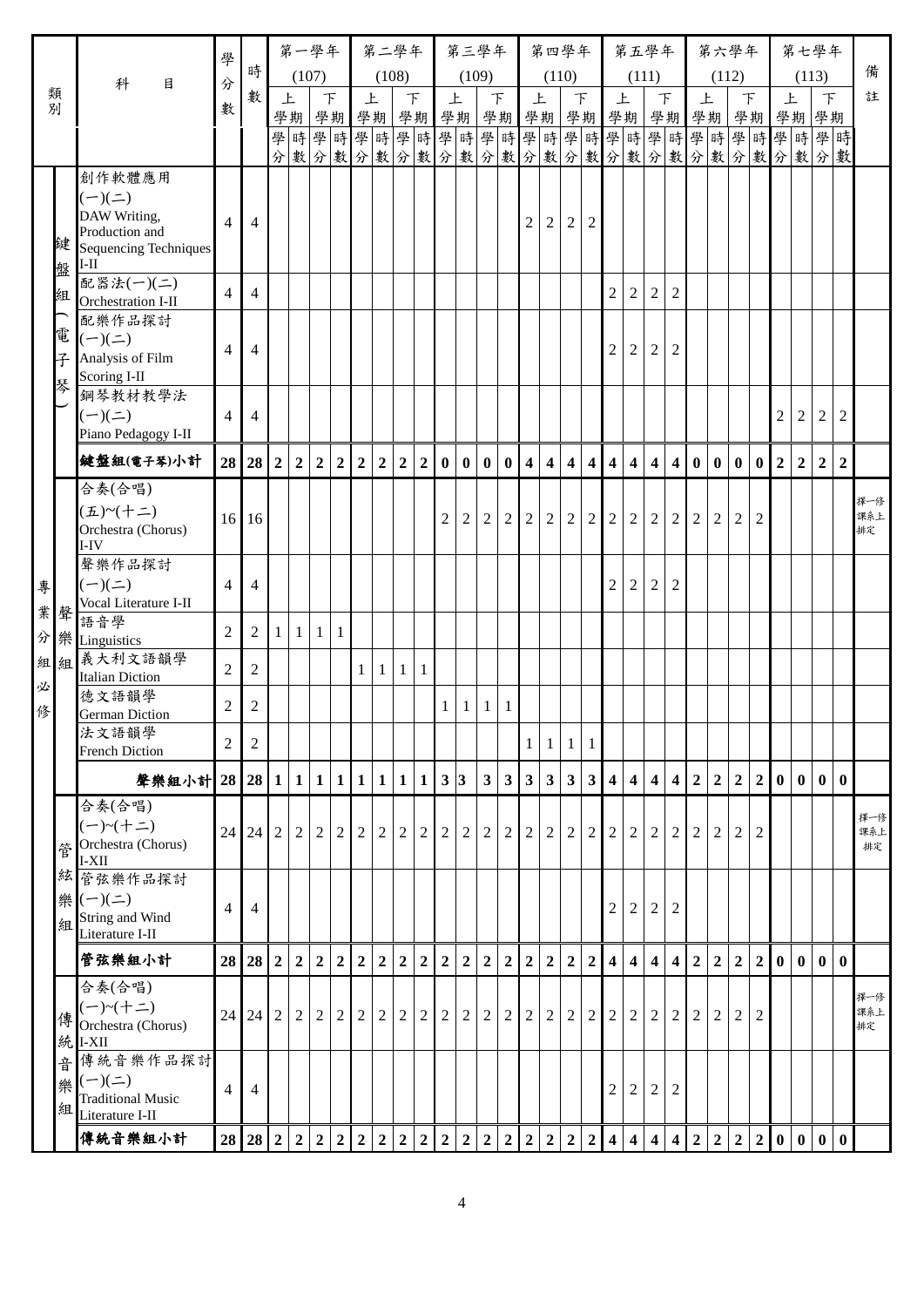| 類別 | | 科目 | 學分數 | 時數 | 第一學年(107) | | | | 第二學年(108) | | | | 第三學年(109) | | | | 第四學年(110) | | | | 第五學年(111) | | | | 第六學年(112) | | | | 第七學年(113) | | | | 備註 |
|---|---|---|---|---|---|---|---|---|---|---|---|---|---|---|---|---|---|---|---|---|---|---|---|---|---|---|---|---|---|---|---|---|---|
| | | | | | 上學期 | | 下學期 | | 上學期 | | 下學期 | | 上學期 | | 下學期 | | 上學期 | | 下學期 | | 上學期 | | 下學期 | | 上學期 | | 下學期 | | 上學期 | | 下學期 | | |
| | | | | | 學分 | 時數 | 學分 | 時數 | 學分 | 時數 | 學分 | 時數 | 學分 | 時數 | 學分 | 時數 | 學分 | 時數 | 學分 | 時數 | 學分 | 時數 | 學分 | 時數 | 學分 | 時數 | 學分 | 時數 | 學分 | 時數 | 學分 | 時數 | |
| 專業分組必修 | 鍵盤組(電子琴) | 創作軟體應用(一)(二) DAW Writing, Production and Sequencing Techniques I-II | 4 | 4 | | | | | | | | | | | | | 2 | 2 | 2 | 2 | | | | | | | | | | | | | |
| | | 配器法(一)(二) Orchestration I-II | 4 | 4 | | | | | | | | | | | | | | | | | 2 | 2 | 2 | 2 | | | | | | | | | |
| | | 配樂作品探討(一)(二) Analysis of Film Scoring I-II | 4 | 4 | | | | | | | | | | | | | | | | | 2 | 2 | 2 | 2 | | | | | | | | | |
| | | 鋼琴教材教學法(一)(二) Piano Pedagogy I-II | 4 | 4 | | | | | | | | | | | | | | | | | | | | | | | | | 2 | 2 | 2 | 2 | |
| | | **鍵盤組(電子琴)小計** | **28** | **28** | **2** | **2** | **2** | **2** | **2** | **2** | **2** | **2** | **0** | **0** | **0** | **0** | **4** | **4** | **4** | **4** | **4** | **4** | **4** | **4** | **0** | **0** | **0** | **0** | **2** | **2** | **2** | **2** | |
| | 聲樂組 | 合奏(合唱)(五)~(十二) Orchestra (Chorus) I-IV | 16 | 16 | | | | | | | | | 2 | 2 | 2 | 2 | 2 | 2 | 2 | 2 | 2 | 2 | 2 | 2 | 2 | 2 | 2 | 2 | | | | | 擇一修課系上排定 |
| | | 聲樂作品探討(一)(二) Vocal Literature I-II | 4 | 4 | | | | | | | | | | | | | | | | | 2 | 2 | 2 | 2 | | | | | | | | | |
| | | 語音學 Linguistics | 2 | 2 | 1 | 1 | 1 | 1 | | | | | | | | | | | | | | | | | | | | | | | | | |
| | | 義大利文語韻學 Italian Diction | 2 | 2 | | | | | 1 | 1 | 1 | 1 | | | | | | | | | | | | | | | | | | | | | |
| | | 德文語韻學 German Diction | 2 | 2 | | | | | | | | | 1 | 1 | 1 | 1 | | | | | | | | | | | | | | | | | |
| | | 法文語韻學 French Diction | 2 | 2 | | | | | | | | | | | | | 1 | 1 | 1 | 1 | | | | | | | | | | | | | |
| | | **聲樂組小計** | **28** | **28** | **1** | **1** | **1** | **1** | **1** | **1** | **1** | **1** | **3** | **3** | **3** | **3** | **3** | **3** | **3** | **3** | **4** | **4** | **4** | **4** | **2** | **2** | **2** | **2** | **0** | **0** | **0** | **0** | |
| | 管弦樂組 | 合奏(合唱)(一)~(十二) Orchestra (Chorus) I-XII | 24 | 24 | 2 | 2 | 2 | 2 | 2 | 2 | 2 | 2 | 2 | 2 | 2 | 2 | 2 | 2 | 2 | 2 | 2 | 2 | 2 | 2 | 2 | 2 | 2 | 2 | | | | | 擇一修課系上排定 |
| | | 管弦樂作品探討(一)(二) String and Wind Literature I-II | 4 | 4 | | | | | | | | | | | | | | | | | 2 | 2 | 2 | 2 | | | | | | | | | |
| | | **管弦樂組小計** | **28** | **28** | **2** | **2** | **2** | **2** | **2** | **2** | **2** | **2** | **2** | **2** | **2** | **2** | **2** | **2** | **2** | **2** | **4** | **4** | **4** | **4** | **2** | **2** | **2** | **2** | **0** | **0** | **0** | **0** | |
| | 傳統音樂組 | 合奏(合唱)(一)~(十二) Orchestra (Chorus) I-XII | 24 | 24 | 2 | 2 | 2 | 2 | 2 | 2 | 2 | 2 | 2 | 2 | 2 | 2 | 2 | 2 | 2 | 2 | 2 | 2 | 2 | 2 | 2 | 2 | 2 | 2 | | | | | 擇一修課系上排定 |
| | | 傳統音樂作品探討(一)(二) Traditional Music Literature I-II | 4 | 4 | | | | | | | | | | | | | | | | | 2 | 2 | 2 | 2 | | | | | | | | | |
| | | **傳統音樂組小計** | **28** | **28** | **2** | **2** | **2** | **2** | **2** | **2** | **2** | **2** | **2** | **2** | **2** | **2** | **2** | **2** | **2** | **2** | **4** | **4** | **4** | **4** | **2** | **2** | **2** | **2** | **0** | **0** | **0** | **0** | |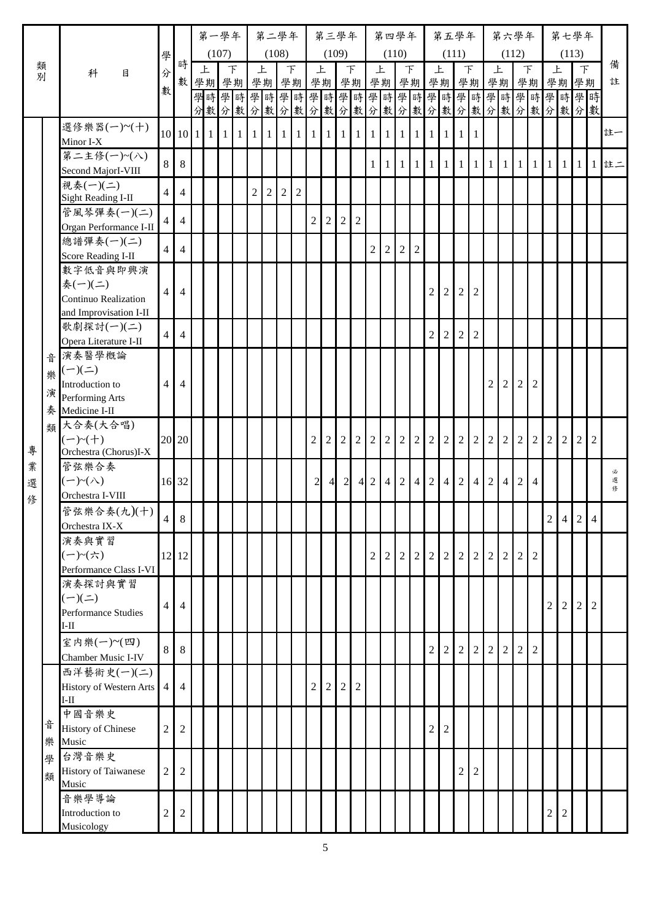| 類別 | | 科目 | 學分數 | 時數 | 第一學年 (107) | | | | 第二學年 (108) | | | | 第三學年 (109) | | | | 第四學年 (110) | | | | 第五學年 (111) | | | | 第六學年 (112) | | | | 第七學年 (113) | | | | 備註 |
|---|---|---|---|---|---|---|---|---|---|---|---|---|---|---|---|---|---|---|---|---|---|---|---|---|---|---|---|---|---|---|---|---|---|
| | | | | | 上學期 | | 下學期 | | 上學期 | | 下學期 | | 上學期 | | 下學期 | | 上學期 | | 下學期 | | 上學期 | | 下學期 | | 上學期 | | 下學期 | | 上學期 | | 下學期 | | |
| | | | | | 學分 | 時數 | 學分 | 時數 | 學分 | 時數 | 學分 | 時數 | 學分 | 時數 | 學分 | 時數 | 學分 | 時數 | 學分 | 時數 | 學分 | 時數 | 學分 | 時數 | 學分 | 時數 | 學分 | 時數 | 學分 | 時數 | 學分 | 時數 | |
| 專業選修 | 音樂演奏類 | 選修樂器(一)~(十) Minor I-X | 10 | 10 | 1 | 1 | 1 | 1 | 1 | 1 | 1 | 1 | 1 | 1 | 1 | 1 | 1 | 1 | 1 | 1 | 1 | 1 | 1 | 1 | | | | | | | | | 註一 |
| | | 第二主修(一)~(八) Second MajorI-VIII | 8 | 8 | | | | | | | | | | | | | 1 | 1 | 1 | 1 | 1 | 1 | 1 | 1 | 1 | 1 | 1 | 1 | 1 | 1 | 1 | 1 | 註二 |
| | | 視奏(一)(二) Sight Reading I-II | 4 | 4 | | | | | 2 | 2 | 2 | 2 | | | | | | | | | | | | | | | | | | | | | |
| | | 管風琴彈奏(一)(二) Organ Performance I-II | 4 | 4 | | | | | | | | | 2 | 2 | 2 | 2 | | | | | | | | | | | | | | | | | |
| | | 總譜彈奏(一)(二) Score Reading I-II | 4 | 4 | | | | | | | | | | | | | 2 | 2 | 2 | 2 | | | | | | | | | | | | | |
| | | 數字低音與即興演奏(一)(二) Continuo Realization and Improvisation I-II | 4 | 4 | | | | | | | | | | | | | | | | | 2 | 2 | 2 | 2 | | | | | | | | | |
| | | 歌劇探討(一)(二) Opera Literature I-II | 4 | 4 | | | | | | | | | | | | | | | | | 2 | 2 | 2 | 2 | | | | | | | | | |
| | | 演奏醫學概論(一)(二) Introduction to Performing Arts Medicine I-II | 4 | 4 | | | | | | | | | | | | | | | | | | | | | 2 | 2 | 2 | 2 | | | | | |
| | | 大合奏(大合唱)(一)~(十) Orchestra (Chorus)I-X | 20 | 20 | | | | | | | | | 2 | 2 | 2 | 2 | 2 | 2 | 2 | 2 | 2 | 2 | 2 | 2 | 2 | 2 | 2 | 2 | 2 | 2 | 2 | 2 | |
| | | 管弦樂合奏(一)~(八) Orchestra I-VIII | 16 | 32 | | | | | | | | | 2 | 4 | 2 | 4 | 2 | 4 | 2 | 4 | 2 | 4 | 2 | 4 | 2 | 4 | 2 | 4 | | | | | 必選修 |
| | | 管弦樂合奏(九)(十) Orchestra IX-X | 4 | 8 | | | | | | | | | | | | | | | | | | | | | | | | | 2 | 4 | 2 | 4 | |
| | | 演奏與實習(一)~(六) Performance Class I-VI | 12 | 12 | | | | | | | | | | | | | 2 | 2 | 2 | 2 | 2 | 2 | 2 | 2 | 2 | 2 | 2 | 2 | | | | | |
| | | 演奏探討與實習(一)(二) Performance Studies I-II | 4 | 4 | | | | | | | | | | | | | | | | | | | | | | | | | 2 | 2 | 2 | 2 | |
| | | 室內樂(一)~(四) Chamber Music I-IV | 8 | 8 | | | | | | | | | | | | | | | | | 2 | 2 | 2 | 2 | 2 | 2 | 2 | 2 | | | | | |
| | 音樂學類 | 西洋藝術史(一)(二) History of Western Arts I-II | 4 | 4 | | | | | | | | | 2 | 2 | 2 | 2 | | | | | | | | | | | | | | | | | |
| | | 中國音樂史 History of Chinese Music | 2 | 2 | | | | | | | | | | | | | | | | | 2 | 2 | | | | | | | | | | | |
| | | 台灣音樂史 History of Taiwanese Music | 2 | 2 | | | | | | | | | | | | | | | | | | | 2 | 2 | | | | | | | | | |
| | | 音樂學導論 Introduction to Musicology | 2 | 2 | | | | | | | | | | | | | | | | | | | | | | | | | 2 | 2 | | | |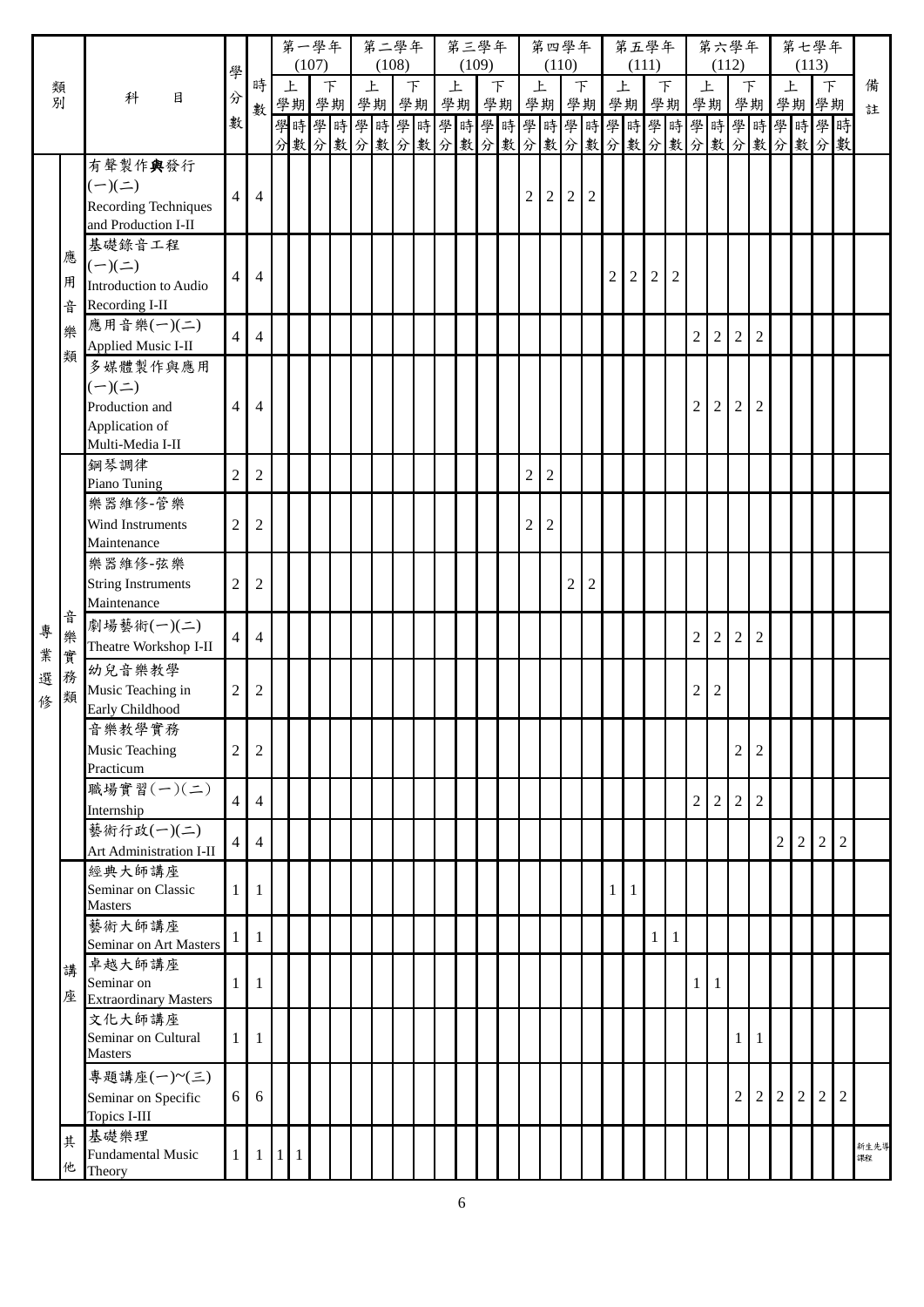| 類別 | | 科目 | 學分數 | 時數 | 第一學年 (107) | | | | 第二學年 (108) | | | | 第三學年 (109) | | | | 第四學年 (110) | | | | 第五學年 (111) | | | | 第六學年 (112) | | | | 第七學年 (113) | | | | 備註 |
|---|---|---|---|---|---|---|---|---|---|---|---|---|---|---|---|---|---|---|---|---|---|---|---|---|---|---|---|---|---|---|---|---|---|
| | | | | | 上學期 | | 下學期 | | 上學期 | | 下學期 | | 上學期 | | 下學期 | | 上學期 | | 下學期 | | 上學期 | | 下學期 | | 上學期 | | 下學期 | | 上學期 | | 下學期 | | |
| | | | | | 學分 | 時數 | 學分 | 時數 | 學分 | 時數 | 學分 | 時數 | 學分 | 時數 | 學分 | 時數 | 學分 | 時數 | 學分 | 時數 | 學分 | 時數 | 學分 | 時數 | 學分 | 時數 | 學分 | 時數 | 學分 | 時數 | 學分 | 時數 | |
| 專業選修 | 應用音樂類 | 有聲製作與發行(一)(二) Recording Techniques and Production I-II | 4 | 4 | | | | | | | | | | | | | 2 | 2 | 2 | 2 | | | | | | | | | | | | | |
| | | 基礎錄音工程(一)(二) Introduction to Audio Recording I-II | 4 | 4 | | | | | | | | | | | | | | | | | 2 | 2 | 2 | 2 | | | | | | | | | |
| | | 應用音樂(一)(二) Applied Music I-II | 4 | 4 | | | | | | | | | | | | | | | | | | | | | 2 | 2 | 2 | 2 | | | | | |
| | | 多媒體製作與應用(一)(二) Production and Application of Multi-Media I-II | 4 | 4 | | | | | | | | | | | | | | | | | | | | | 2 | 2 | 2 | 2 | | | | | |
| | 音樂實務類 | 鋼琴調律 Piano Tuning | 2 | 2 | | | | | | | | | | | | | 2 | 2 | | | | | | | | | | | | | | | |
| | | 樂器維修-管樂 Wind Instruments Maintenance | 2 | 2 | | | | | | | | | | | | | 2 | 2 | | | | | | | | | | | | | | | |
| | | 樂器維修-弦樂 String Instruments Maintenance | 2 | 2 | | | | | | | | | | | | | | | 2 | 2 | | | | | | | | | | | | | |
| | | 劇場藝術(一)(二) Theatre Workshop I-II | 4 | 4 | | | | | | | | | | | | | | | | | | | | | 2 | 2 | 2 | 2 | | | | | |
| | | 幼兒音樂教學 Music Teaching in Early Childhood | 2 | 2 | | | | | | | | | | | | | | | | | | | | | 2 | 2 | | | | | | | |
| | | 音樂教學實務 Music Teaching Practicum | 2 | 2 | | | | | | | | | | | | | | | | | | | | | | | 2 | 2 | | | | | |
| | | 職場實習(一)(二) Internship | 4 | 4 | | | | | | | | | | | | | | | | | | | | | 2 | 2 | 2 | 2 | | | | | |
| | | 藝術行政(一)(二) Art Administration I-II | 4 | 4 | | | | | | | | | | | | | | | | | | | | | | | | | 2 | 2 | 2 | 2 | |
| | 講座 | 經典大師講座 Seminar on Classic Masters | 1 | 1 | | | | | | | | | | | | | | | | | 1 | 1 | | | | | | | | | | | |
| | | 藝術大師講座 Seminar on Art Masters | 1 | 1 | | | | | | | | | | | | | | | | | | | 1 | 1 | | | | | | | | | |
| | | 卓越大師講座 Seminar on Extraordinary Masters | 1 | 1 | | | | | | | | | | | | | | | | | | | | | 1 | 1 | | | | | | | |
| | | 文化大師講座 Seminar on Cultural Masters | 1 | 1 | | | | | | | | | | | | | | | | | | | | | | | 1 | 1 | | | | | |
| | | 專題講座(一)~(三) Seminar on Specific Topics I-III | 6 | 6 | | | | | | | | | | | | | | | | | | | | | | | 2 | 2 | 2 | 2 | 2 | 2 | |
| | 其他 | 基礎樂理 Fundamental Music Theory | 1 | 1 | 1 | 1 | | | | | | | | | | | | | | | | | | | | | | | | | | | 新生先導課程 |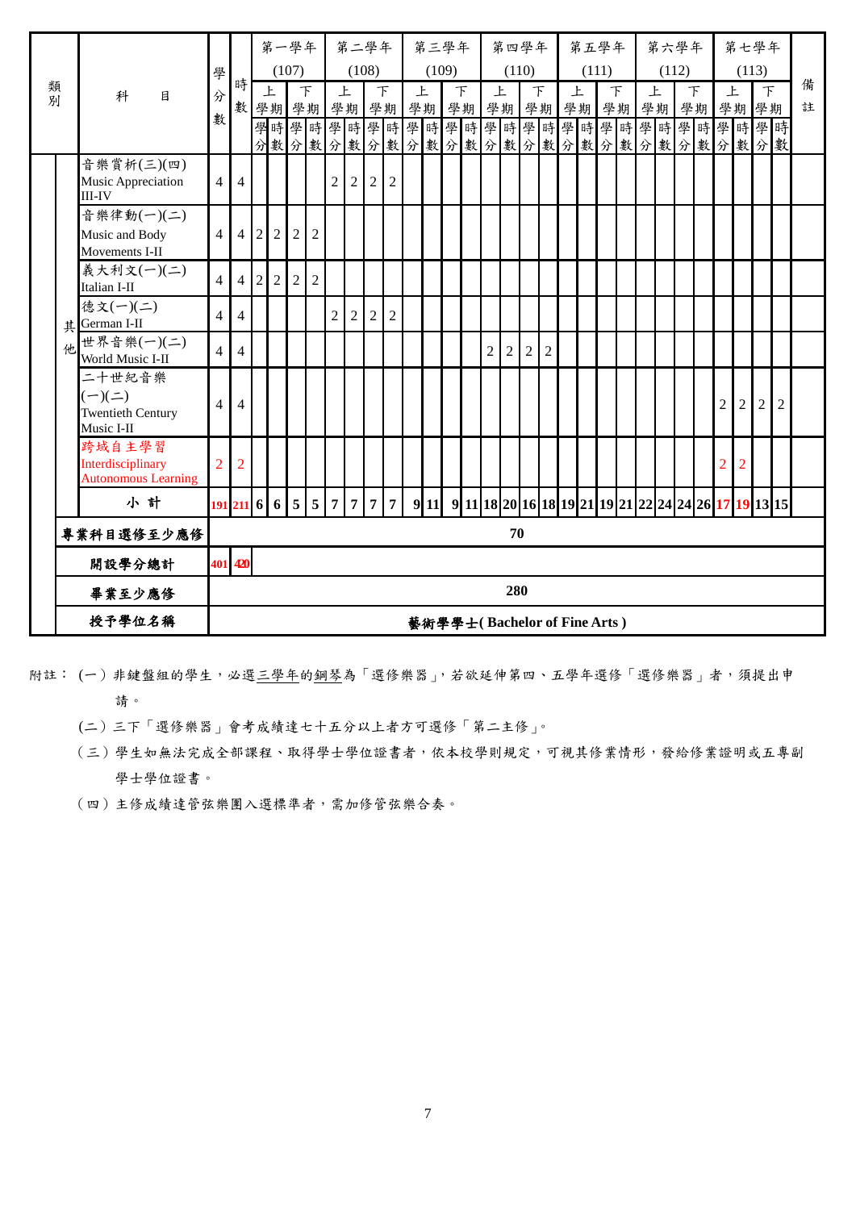| 類別 | 科目 | 學分數 | 時數 | 第一學年 (107) | | | | 第二學年 (108) | | | | 第三學年 (109) | | | | 第四學年 (110) | | | | 第五學年 (111) | | | | 第六學年 (112) | | | | 第七學年 (113) | | | | 備註 |
|---|---|---|---|---|---|---|---|---|---|---|---|---|---|---|---|---|---|---|---|---|---|---|---|---|---|---|---|---|---|---|---|---|
| | | | | 上學期 | | 下學期 | | 上學期 | | 下學期 | | 上學期 | | 下學期 | | 上學期 | | 下學期 | | 上學期 | | 下學期 | | 上學期 | | 下學期 | | 上學期 | | 下學期 | | |
| | | | | 學分 | 時數 | 學分 | 時數 | 學分 | 時數 | 學分 | 時數 | 學分 | 時數 | 學分 | 時數 | 學分 | 時數 | 學分 | 時數 | 學分 | 時數 | 學分 | 時數 | 學分 | 時數 | 學分 | 時數 | 學分 | 時數 | 學分 | 時數 | |
| 其他 | 音樂賞析(三)(四) Music Appreciation III-IV | 4 | 4 | | | | | 2 | 2 | 2 | 2 | | | | | | | | | | | | | | | | | | | | | |
| 其他 | 音樂律動(一)(二) Music and Body Movements I-II | 4 | 4 | 2 | 2 | 2 | 2 | | | | | | | | | | | | | | | | | | | | | | | | | |
| 其他 | 義大利文(一)(二) Italian I-II | 4 | 4 | 2 | 2 | 2 | 2 | | | | | | | | | | | | | | | | | | | | | | | | | |
| 其他 | 德文(一)(二) German I-II | 4 | 4 | | | | | 2 | 2 | 2 | 2 | | | | | | | | | | | | | | | | | | | | | |
| 其他 | 世界音樂(一)(二) World Music I-II | 4 | 4 | | | | | | | | | | | | | 2 | 2 | 2 | 2 | | | | | | | | | | | | | |
| 其他 | 二十世紀音樂(一)(二) Twentieth Century Music I-II | 4 | 4 | | | | | | | | | | | | | | | | | | | | | | | | | 2 | 2 | 2 | 2 | |
| 其他 | 跨域自主學習 Interdisciplinary Autonomous Learning | 2 | 2 | | | | | | | | | | | | | | | | | | | | | | | | | 2 | 2 | | | |
| 其他 | 小計 | 191 | 211 | 6 | 6 | 5 | 5 | 7 | 7 | 7 | 7 | 9 | 11 | 9 | 11 | 18 | 20 | 16 | 18 | 19 | 21 | 19 | 21 | 22 | 24 | 24 | 26 | 17 | 19 | 13 | 15 | |
| 專業科目選修至少應修 | | 70 | | | | | | | | | | | | | | | | | | | | | | | | | | | | | | |
| 開設學分總計 | | 401 | 420 | | | | | | | | | | | | | | | | | | | | | | | | | | | | | |
| 畢業至少應修 | | 280 | | | | | | | | | | | | | | | | | | | | | | | | | | | | | | |
| 授予學位名稱 | | 藝術學學士( Bachelor of Fine Arts ) | | | | | | | | | | | | | | | | | | | | | | | | | | | | | | |

附註：(一) 非鍵盤組的學生，必選三學年的鋼琴為「選修樂器」，若欲延伸第四、五學年選修「選修樂器」者，須提出申請。

(二) 三下「選修樂器」會考成績達七十五分以上者方可選修「第二主修」。

(三) 學生如無法完成全部課程、取得學士學位證書者，依本校學則規定，可視其修業情形，發給修業證明或五專副學士學位證書。

(四) 主修成績達管弦樂團入選標準者，需加修管弦樂合奏。